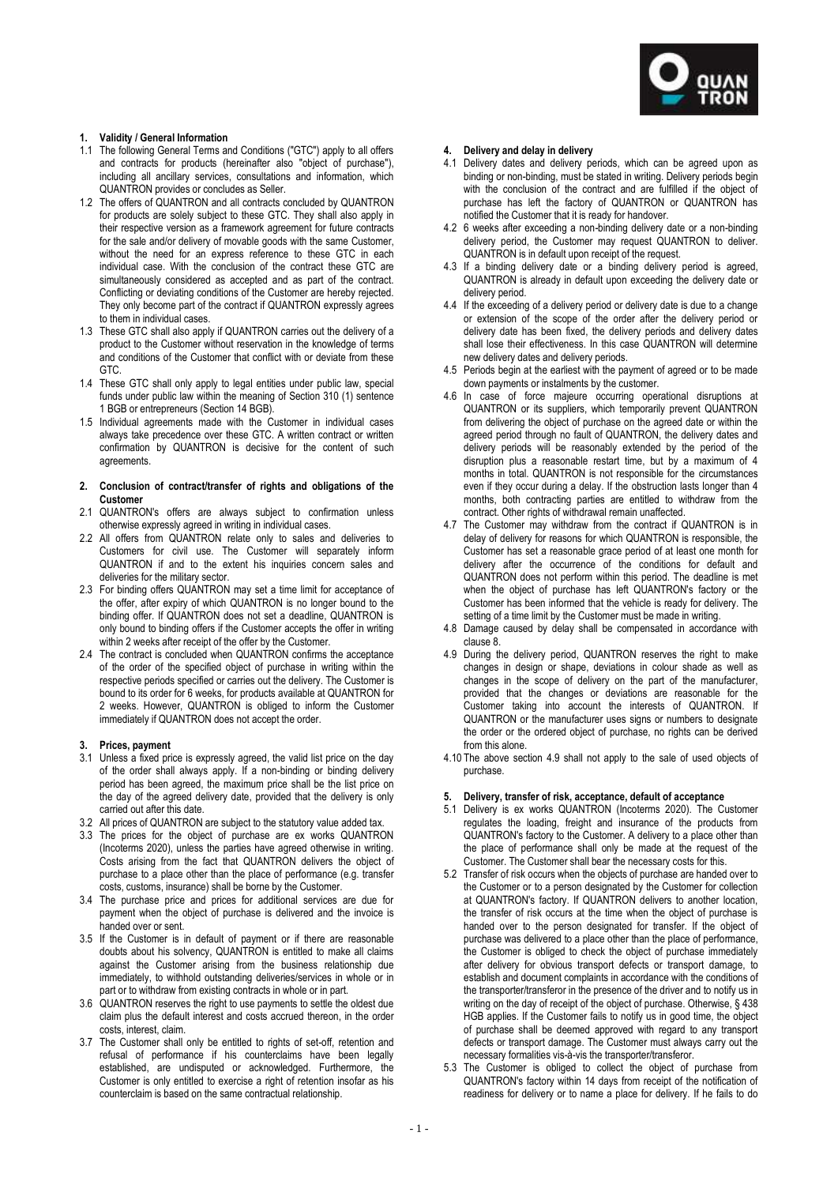## 1. Validity / General Information

1.1 The following General Terms and Conditions ("GTC") apply to all offers and contracts for products (hereinafter also "object of purchase"), including all ancillary services, consultations and information, which QUANTRON provides or concludes as Seller.

1.2 The offers of QUANTRON and all contracts concluded by QUANTRON for products are solely subject to these GTC. They shall also apply in their respective version as a framework agreement for future contracts for the sale and/or delivery of movable goods with the same Customer, without the need for an express reference to these GTC in each individual case. With the conclusion of the contract these GTC are simultaneously considered as accepted and as part of the contract. Conflicting or deviating conditions of the Customer are hereby rejected. They only become part of the contract if QUANTRON expressly agrees to them in individual cases.

1.3 These GTC shall also apply if QUANTRON carries out the delivery of a product to the Customer without reservation in the knowledge of terms and conditions of the Customer that conflict with or deviate from these GTC.

1.4 These GTC shall only apply to legal entities under public law, special funds under public law within the meaning of Section 310 (1) sentence 1 BGB or entrepreneurs (Section 14 BGB).

1.5 Individual agreements made with the Customer in individual cases always take precedence over these GTC. A written contract or written confirmation by QUANTRON is decisive for the content of such agreements.

## 2. Conclusion of contract/transfer of rights and obligations of the Customer

2.1 QUANTRON's offers are always subject to confirmation unless otherwise expressly agreed in writing in individual cases.

2.2 All offers from QUANTRON relate only to sales and deliveries to Customers for civil use. The Customer will separately inform QUANTRON if and to the extent his inquiries concern sales and deliveries for the military sector.

2.3 For binding offers QUANTRON may set a time limit for acceptance of the offer, after expiry of which QUANTRON is no longer bound to the binding offer. If QUANTRON does not set a deadline, QUANTRON is only bound to binding offers if the Customer accepts the offer in writing within 2 weeks after receipt of the offer by the Customer.

2.4 The contract is concluded when QUANTRON confirms the acceptance of the order of the specified object of purchase in writing within the respective periods specified or carries out the delivery. The Customer is bound to its order for 6 weeks, for products available at QUANTRON for 2 weeks. However, QUANTRON is obliged to inform the Customer immediately if QUANTRON does not accept the order.

## 3. Prices, payment

3.1 Unless a fixed price is expressly agreed, the valid list price on the day of the order shall always apply. If a non-binding or binding delivery period has been agreed, the maximum price shall be the list price on the day of the agreed delivery date, provided that the delivery is only carried out after this date.

3.2 All prices of QUANTRON are subject to the statutory value added tax.

3.3 The prices for the object of purchase are ex works QUANTRON (Incoterms 2020), unless the parties have agreed otherwise in writing. Costs arising from the fact that QUANTRON delivers the object of purchase to a place other than the place of performance (e.g. transfer costs, customs, insurance) shall be borne by the Customer.

3.4 The purchase price and prices for additional services are due for payment when the object of purchase is delivered and the invoice is handed over or sent.

3.5 If the Customer is in default of payment or if there are reasonable doubts about his solvency, QUANTRON is entitled to make all claims against the Customer arising from the business relationship due immediately, to withhold outstanding deliveries/services in whole or in part or to withdraw from existing contracts in whole or in part.

3.6 QUANTRON reserves the right to use payments to settle the oldest due claim plus the default interest and costs accrued thereon, in the order costs, interest, claim.

3.7 The Customer shall only be entitled to rights of set-off, retention and refusal of performance if his counterclaims have been legally established, are undisputed or acknowledged. Furthermore, the Customer is only entitled to exercise a right of retention insofar as his counterclaim is based on the same contractual relationship.

## 4. Delivery and delay in delivery

4.1 Delivery dates and delivery periods, which can be agreed upon as binding or non-binding, must be stated in writing. Delivery periods begin with the conclusion of the contract and are fulfilled if the object of purchase has left the factory of QUANTRON or QUANTRON has notified the Customer that it is ready for handover.

4.2 6 weeks after exceeding a non-binding delivery date or a non-binding delivery period, the Customer may request QUANTRON to deliver. QUANTRON is in default upon receipt of the request.

4.3 If a binding delivery date or a binding delivery period is agreed, QUANTRON is already in default upon exceeding the delivery date or delivery period.

4.4 If the exceeding of a delivery period or delivery date is due to a change or extension of the scope of the order after the delivery period or delivery date has been fixed, the delivery periods and delivery dates shall lose their effectiveness. In this case QUANTRON will determine new delivery dates and delivery periods.

4.5 Periods begin at the earliest with the payment of agreed or to be made down payments or instalments by the customer.

4.6 In case of force majeure occurring operational disruptions at QUANTRON or its suppliers, which temporarily prevent QUANTRON from delivering the object of purchase on the agreed date or within the agreed period through no fault of QUANTRON, the delivery dates and delivery periods will be reasonably extended by the period of the disruption plus a reasonable restart time, but by a maximum of 4 months in total. QUANTRON is not responsible for the circumstances even if they occur during a delay. If the obstruction lasts longer than 4 months, both contracting parties are entitled to withdraw from the contract. Other rights of withdrawal remain unaffected.

4.7 The Customer may withdraw from the contract if QUANTRON is in delay of delivery for reasons for which QUANTRON is responsible, the Customer has set a reasonable grace period of at least one month for delivery after the occurrence of the conditions for default and QUANTRON does not perform within this period. The deadline is met when the object of purchase has left QUANTRON's factory or the Customer has been informed that the vehicle is ready for delivery. The setting of a time limit by the Customer must be made in writing.

4.8 Damage caused by delay shall be compensated in accordance with clause 8.

4.9 During the delivery period, QUANTRON reserves the right to make changes in design or shape, deviations in colour shade as well as changes in the scope of delivery on the part of the manufacturer, provided that the changes or deviations are reasonable for the Customer taking into account the interests of QUANTRON. If QUANTRON or the manufacturer uses signs or numbers to designate the order or the ordered object of purchase, no rights can be derived from this alone.

4.10 The above section 4.9 shall not apply to the sale of used objects of purchase.

## 5. Delivery, transfer of risk, acceptance, default of acceptance

5.1 Delivery is ex works QUANTRON (Incoterms 2020). The Customer regulates the loading, freight and insurance of the products from QUANTRON's factory to the Customer. A delivery to a place other than the place of performance shall only be made at the request of the Customer. The Customer shall bear the necessary costs for this.

5.2 Transfer of risk occurs when the objects of purchase are handed over to the Customer or to a person designated by the Customer for collection at QUANTRON's factory. If QUANTRON delivers to another location, the transfer of risk occurs at the time when the object of purchase is handed over to the person designated for transfer. If the object of purchase was delivered to a place other than the place of performance, the Customer is obliged to check the object of purchase immediately after delivery for obvious transport defects or transport damage, to establish and document complaints in accordance with the conditions of the transporter/transferor in the presence of the driver and to notify us in writing on the day of receipt of the object of purchase. Otherwise, § 438 HGB applies. If the Customer fails to notify us in good time, the object of purchase shall be deemed approved with regard to any transport defects or transport damage. The Customer must always carry out the necessary formalities vis-à-vis the transporter/transferor.

5.3 The Customer is obliged to collect the object of purchase from QUANTRON's factory within 14 days from receipt of the notification of readiness for delivery or to name a place for delivery. If he fails to do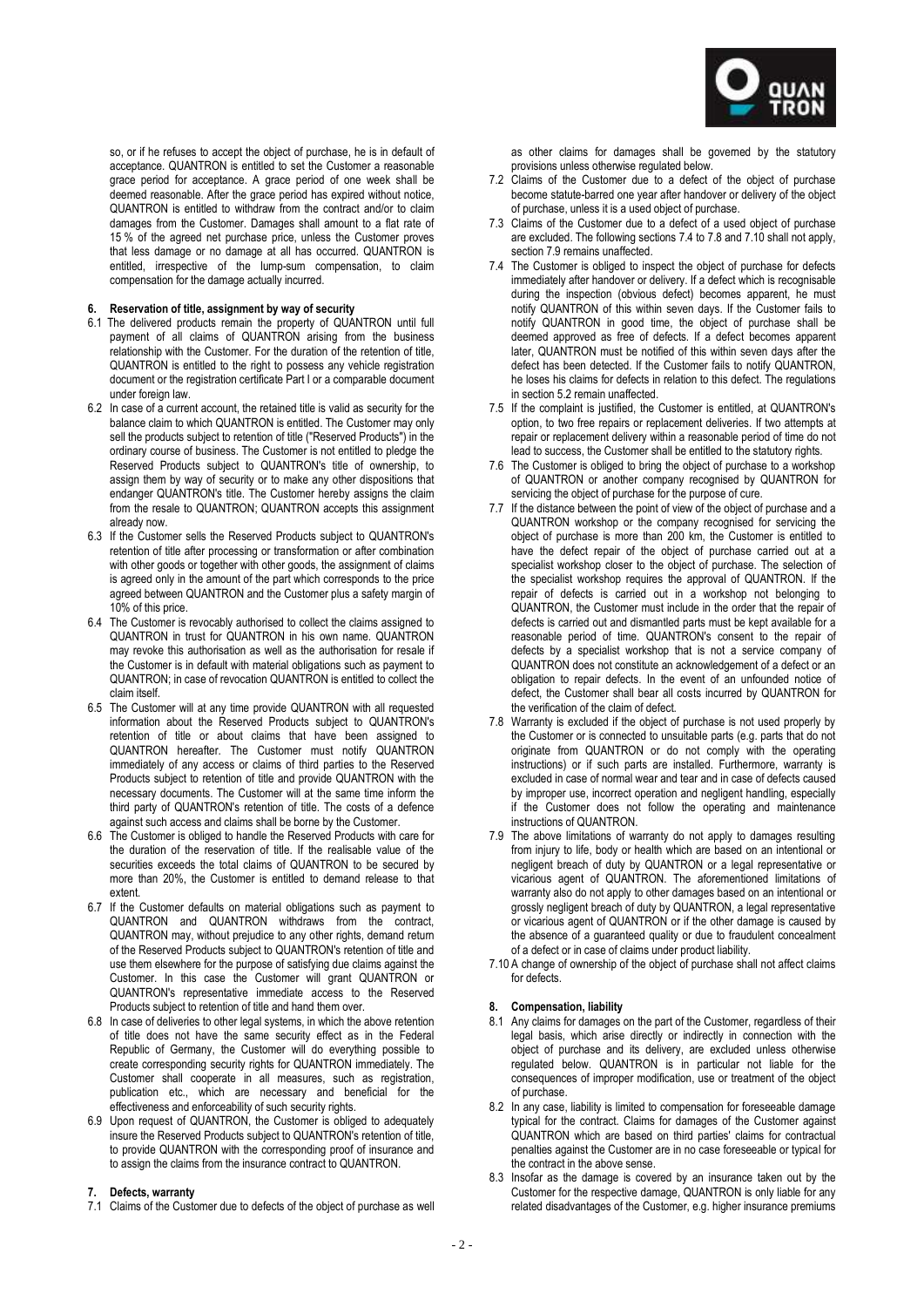so, or if he refuses to accept the object of purchase, he is in default of acceptance. QUANTRON is entitled to set the Customer a reasonable grace period for acceptance. A grace period of one week shall be deemed reasonable. After the grace period has expired without notice, QUANTRON is entitled to withdraw from the contract and/or to claim damages from the Customer. Damages shall amount to a flat rate of 15 % of the agreed net purchase price, unless the Customer proves that less damage or no damage at all has occurred. QUANTRON is entitled, irrespective of the lump-sum compensation, to claim compensation for the damage actually incurred.

**6. Reservation of title, assignment by way of security**

6.1 The delivered products remain the property of QUANTRON until full payment of all claims of QUANTRON arising from the business relationship with the Customer. For the duration of the retention of title, QUANTRON is entitled to the right to possess any vehicle registration document or the registration certificate Part I or a comparable document under foreign law.

6.2 In case of a current account, the retained title is valid as security for the balance claim to which QUANTRON is entitled. The Customer may only sell the products subject to retention of title ("Reserved Products") in the ordinary course of business. The Customer is not entitled to pledge the Reserved Products subject to QUANTRON's title of ownership, to assign them by way of security or to make any other dispositions that endanger QUANTRON's title. The Customer hereby assigns the claim from the resale to QUANTRON; QUANTRON accepts this assignment already now.

6.3 If the Customer sells the Reserved Products subject to QUANTRON's retention of title after processing or transformation or after combination with other goods or together with other goods, the assignment of claims is agreed only in the amount of the part which corresponds to the price agreed between QUANTRON and the Customer plus a safety margin of 10% of this price.

6.4 The Customer is revocably authorised to collect the claims assigned to QUANTRON in trust for QUANTRON in his own name. QUANTRON may revoke this authorisation as well as the authorisation for resale if the Customer is in default with material obligations such as payment to QUANTRON; in case of revocation QUANTRON is entitled to collect the claim itself.

6.5 The Customer will at any time provide QUANTRON with all requested information about the Reserved Products subject to QUANTRON's retention of title or about claims that have been assigned to QUANTRON hereafter. The Customer must notify QUANTRON immediately of any access or claims of third parties to the Reserved Products subject to retention of title and provide QUANTRON with the necessary documents. The Customer will at the same time inform the third party of QUANTRON's retention of title. The costs of a defence against such access and claims shall be borne by the Customer.

6.6 The Customer is obliged to handle the Reserved Products with care for the duration of the reservation of title. If the realisable value of the securities exceeds the total claims of QUANTRON to be secured by more than 20%, the Customer is entitled to demand release to that extent.

6.7 If the Customer defaults on material obligations such as payment to QUANTRON and QUANTRON withdraws from the contract, QUANTRON may, without prejudice to any other rights, demand return of the Reserved Products subject to QUANTRON's retention of title and use them elsewhere for the purpose of satisfying due claims against the Customer. In this case the Customer will grant QUANTRON or QUANTRON's representative immediate access to the Reserved Products subject to retention of title and hand them over.

6.8 In case of deliveries to other legal systems, in which the above retention of title does not have the same security effect as in the Federal Republic of Germany, the Customer will do everything possible to create corresponding security rights for QUANTRON immediately. The Customer shall cooperate in all measures, such as registration, publication etc., which are necessary and beneficial for the effectiveness and enforceability of such security rights.

6.9 Upon request of QUANTRON, the Customer is obliged to adequately insure the Reserved Products subject to QUANTRON's retention of title, to provide QUANTRON with the corresponding proof of insurance and to assign the claims from the insurance contract to QUANTRON.

**7. Defects, warranty**

7.1 Claims of the Customer due to defects of the object of purchase as well as other claims for damages shall be governed by the statutory provisions unless otherwise regulated below.

7.2 Claims of the Customer due to a defect of the object of purchase become statute-barred one year after handover or delivery of the object of purchase, unless it is a used object of purchase.

7.3 Claims of the Customer due to a defect of a used object of purchase are excluded. The following sections 7.4 to 7.8 and 7.10 shall not apply, section 7.9 remains unaffected.

7.4 The Customer is obliged to inspect the object of purchase for defects immediately after handover or delivery. If a defect which is recognisable during the inspection (obvious defect) becomes apparent, he must notify QUANTRON of this within seven days. If the Customer fails to notify QUANTRON in good time, the object of purchase shall be deemed approved as free of defects. If a defect becomes apparent later, QUANTRON must be notified of this within seven days after the defect has been detected. If the Customer fails to notify QUANTRON, he loses his claims for defects in relation to this defect. The regulations in section 5.2 remain unaffected.

7.5 If the complaint is justified, the Customer is entitled, at QUANTRON's option, to two free repairs or replacement deliveries. If two attempts at repair or replacement delivery within a reasonable period of time do not lead to success, the Customer shall be entitled to the statutory rights.

7.6 The Customer is obliged to bring the object of purchase to a workshop of QUANTRON or another company recognised by QUANTRON for servicing the object of purchase for the purpose of cure.

7.7 If the distance between the point of view of the object of purchase and a QUANTRON workshop or the company recognised for servicing the object of purchase is more than 200 km, the Customer is entitled to have the defect repair of the object of purchase carried out at a specialist workshop closer to the object of purchase. The selection of the specialist workshop requires the approval of QUANTRON. If the repair of defects is carried out in a workshop not belonging to QUANTRON, the Customer must include in the order that the repair of defects is carried out and dismantled parts must be kept available for a reasonable period of time. QUANTRON's consent to the repair of defects by a specialist workshop that is not a service company of QUANTRON does not constitute an acknowledgement of a defect or an obligation to repair defects. In the event of an unfounded notice of defect, the Customer shall bear all costs incurred by QUANTRON for the verification of the claim of defect.

7.8 Warranty is excluded if the object of purchase is not used properly by the Customer or is connected to unsuitable parts (e.g. parts that do not originate from QUANTRON or do not comply with the operating instructions) or if such parts are installed. Furthermore, warranty is excluded in case of normal wear and tear and in case of defects caused by improper use, incorrect operation and negligent handling, especially if the Customer does not follow the operating and maintenance instructions of QUANTRON.

7.9 The above limitations of warranty do not apply to damages resulting from injury to life, body or health which are based on an intentional or negligent breach of duty by QUANTRON or a legal representative or vicarious agent of QUANTRON. The aforementioned limitations of warranty also do not apply to other damages based on an intentional or grossly negligent breach of duty by QUANTRON, a legal representative or vicarious agent of QUANTRON or if the other damage is caused by the absence of a guaranteed quality or due to fraudulent concealment of a defect or in case of claims under product liability.

7.10 A change of ownership of the object of purchase shall not affect claims for defects.

**8. Compensation, liability**

8.1 Any claims for damages on the part of the Customer, regardless of their legal basis, which arise directly or indirectly in connection with the object of purchase and its delivery, are excluded unless otherwise regulated below. QUANTRON is in particular not liable for the consequences of improper modification, use or treatment of the object of purchase.

8.2 In any case, liability is limited to compensation for foreseeable damage typical for the contract. Claims for damages of the Customer against QUANTRON which are based on third parties' claims for contractual penalties against the Customer are in no case foreseeable or typical for the contract in the above sense.

8.3 Insofar as the damage is covered by an insurance taken out by the Customer for the respective damage, QUANTRON is only liable for any related disadvantages of the Customer, e.g. higher insurance premiums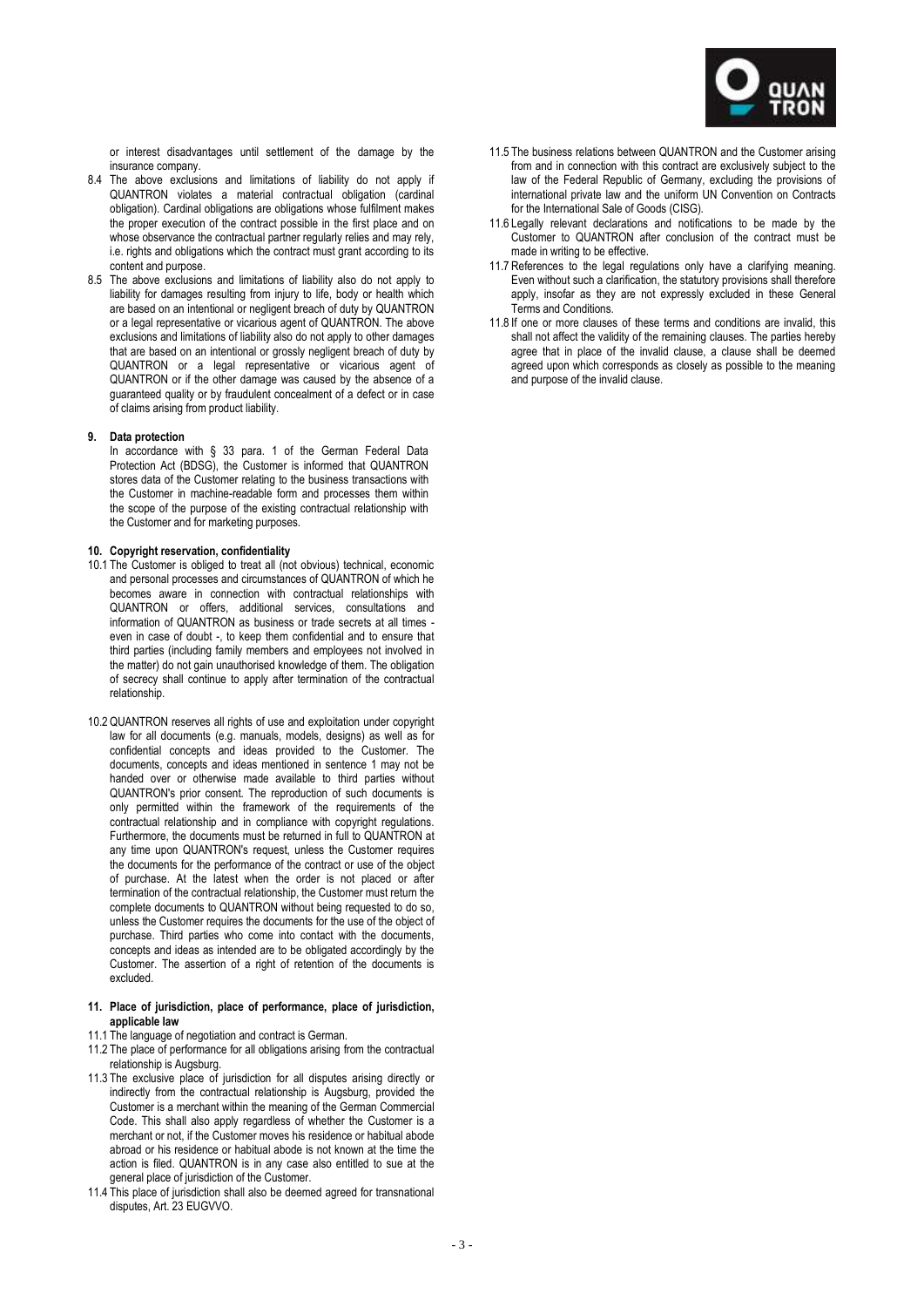or interest disadvantages until settlement of the damage by the insurance company.

8.4 The above exclusions and limitations of liability do not apply if QUANTRON violates a material contractual obligation (cardinal obligation). Cardinal obligations are obligations whose fulfilment makes the proper execution of the contract possible in the first place and on whose observance the contractual partner regularly relies and may rely, i.e. rights and obligations which the contract must grant according to its content and purpose.

8.5 The above exclusions and limitations of liability also do not apply to liability for damages resulting from injury to life, body or health which are based on an intentional or negligent breach of duty by QUANTRON or a legal representative or vicarious agent of QUANTRON. The above exclusions and limitations of liability also do not apply to other damages that are based on an intentional or grossly negligent breach of duty by QUANTRON or a legal representative or vicarious agent of QUANTRON or if the other damage was caused by the absence of a guaranteed quality or by fraudulent concealment of a defect or in case of claims arising from product liability.

## 9. Data protection

In accordance with § 33 para. 1 of the German Federal Data Protection Act (BDSG), the Customer is informed that QUANTRON stores data of the Customer relating to the business transactions with the Customer in machine-readable form and processes them within the scope of the purpose of the existing contractual relationship with the Customer and for marketing purposes.

## 10. Copyright reservation, confidentiality

10.1 The Customer is obliged to treat all (not obvious) technical, economic and personal processes and circumstances of QUANTRON of which he becomes aware in connection with contractual relationships with QUANTRON or offers, additional services, consultations and information of QUANTRON as business or trade secrets at all times - even in case of doubt -, to keep them confidential and to ensure that third parties (including family members and employees not involved in the matter) do not gain unauthorised knowledge of them. The obligation of secrecy shall continue to apply after termination of the contractual relationship.

10.2 QUANTRON reserves all rights of use and exploitation under copyright law for all documents (e.g. manuals, models, designs) as well as for confidential concepts and ideas provided to the Customer. The documents, concepts and ideas mentioned in sentence 1 may not be handed over or otherwise made available to third parties without QUANTRON's prior consent. The reproduction of such documents is only permitted within the framework of the requirements of the contractual relationship and in compliance with copyright regulations. Furthermore, the documents must be returned in full to QUANTRON at any time upon QUANTRON's request, unless the Customer requires the documents for the performance of the contract or use of the object of purchase. At the latest when the order is not placed or after termination of the contractual relationship, the Customer must return the complete documents to QUANTRON without being requested to do so, unless the Customer requires the documents for the use of the object of purchase. Third parties who come into contact with the documents, concepts and ideas as intended are to be obligated accordingly by the Customer. The assertion of a right of retention of the documents is excluded.

## 11. Place of jurisdiction, place of performance, place of jurisdiction, applicable law

11.1 The language of negotiation and contract is German.

11.2 The place of performance for all obligations arising from the contractual relationship is Augsburg.

11.3 The exclusive place of jurisdiction for all disputes arising directly or indirectly from the contractual relationship is Augsburg, provided the Customer is a merchant within the meaning of the German Commercial Code. This shall also apply regardless of whether the Customer is a merchant or not, if the Customer moves his residence or habitual abode abroad or his residence or habitual abode is not known at the time the action is filed. QUANTRON is in any case also entitled to sue at the general place of jurisdiction of the Customer.

11.4 This place of jurisdiction shall also be deemed agreed for transnational disputes, Art. 23 EUGVVO.

11.5 The business relations between QUANTRON and the Customer arising from and in connection with this contract are exclusively subject to the law of the Federal Republic of Germany, excluding the provisions of international private law and the uniform UN Convention on Contracts for the International Sale of Goods (CISG).

11.6 Legally relevant declarations and notifications to be made by the Customer to QUANTRON after conclusion of the contract must be made in writing to be effective.

11.7 References to the legal regulations only have a clarifying meaning. Even without such a clarification, the statutory provisions shall therefore apply, insofar as they are not expressly excluded in these General Terms and Conditions.

11.8 If one or more clauses of these terms and conditions are invalid, this shall not affect the validity of the remaining clauses. The parties hereby agree that in place of the invalid clause, a clause shall be deemed agreed upon which corresponds as closely as possible to the meaning and purpose of the invalid clause.